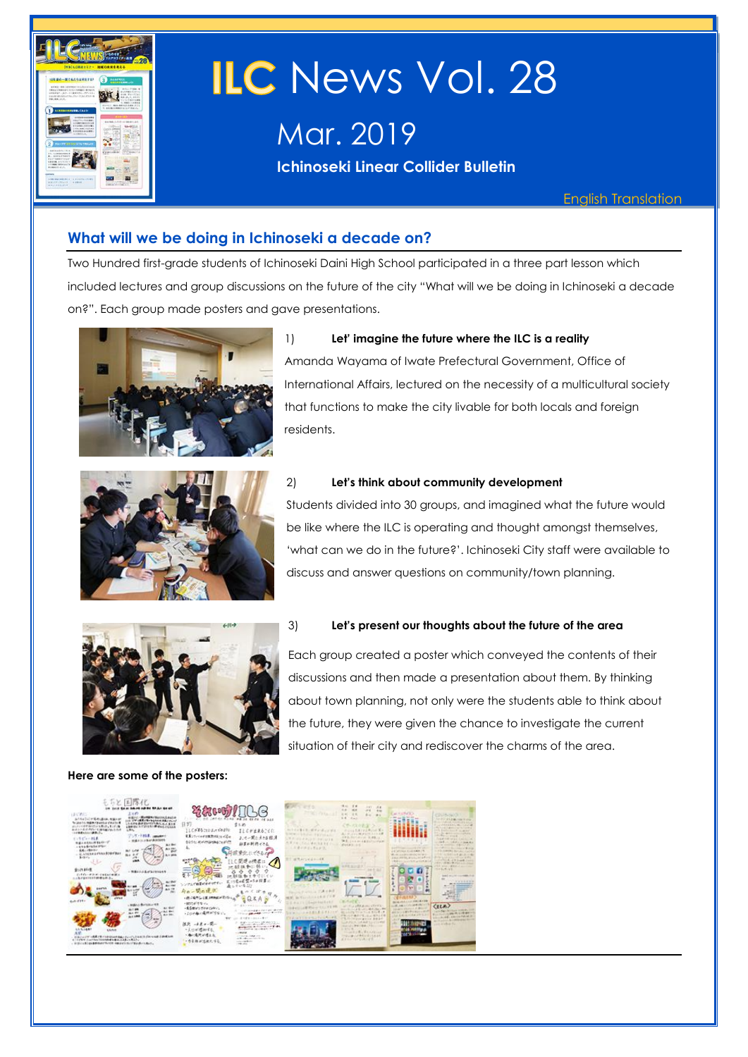# ILC News Vol. 28

## Mar. 2019

**Ichinoseki Linear Collider Bulletin**

English Translation

## What will we be doing in Ichinoseki a decade on?

Two Hundred first-grade students of Ichinoseki Daini High School participated in a three part lesson which included lectures and group discussions on the future of the city "What will we be doing in Ichinoseki a decade on?". Each group made posters and gave presentations.

1) **Let' imagine the future where the ILC is a reality**

Amanda Wayama of Iwate Prefectural Government, Office of International Affairs, lectured on the necessity of a multicultural society that functions to make the city livable for both locals and foreign residents.

2) **Let's think about community development**

Students divided into 30 groups, and imagined what the future would be like where the ILC is operating and thought amongst themselves, 'what can we do in the future?'. Ichinoseki City staff were available to discuss and answer questions on community/town planning.

3) **Let's present our thoughts about the future of the area**

Each group created a poster which conveyed the contents of their discussions and then made a presentation about them. By thinking about town planning, not only were the students able to think about the future, they were given the chance to investigate the current situation of their city and rediscover the charms of the area.

**Here are some of the posters:**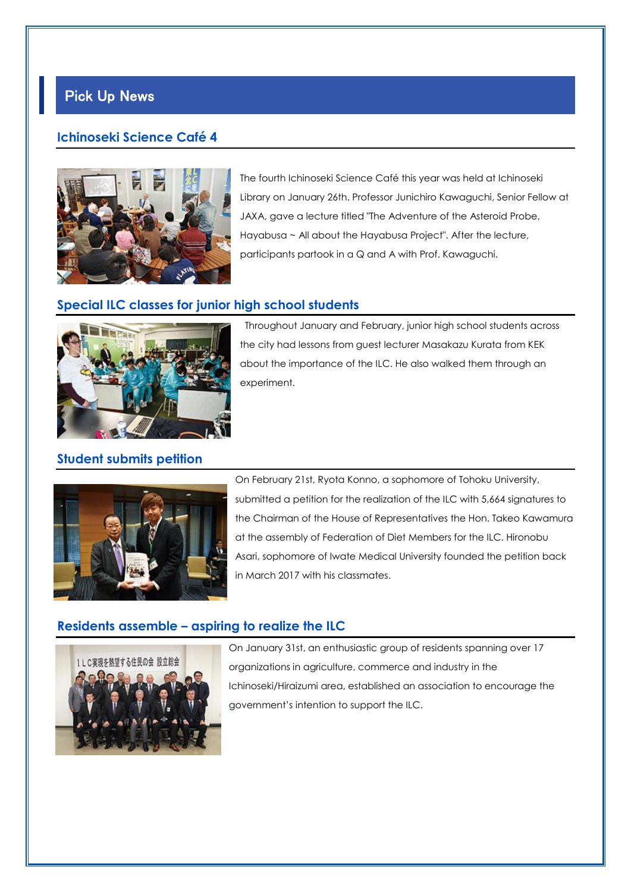## Pick Up News

### Ichinoseki Science Café 4

The fourth Ichinoseki Science Café this year was held at Ichinoseki Library on January 26th. Professor Junichiro Kawaguchi, Senior Fellow at JAXA, gave a lecture titled "The Adventure of the Asteroid Probe, Hayabusa ~ All about the Hayabusa Project". After the lecture, participants partook in a Q and A with Prof. Kawaguchi.

### Special ILC classes for junior high school students

Throughout January and February, junior high school students across the city had lessons from guest lecturer Masakazu Kurata from KEK about the importance of the ILC. He also walked them through an experiment.

### Student submits petition

On February 21st, Ryota Konno, a sophomore of Tohoku University, submitted a petition for the realization of the ILC with 5,664 signatures to the Chairman of the House of Representatives the Hon. Takeo Kawamura at the assembly of Federation of Diet Members for the ILC. Hironobu Asari, sophomore of Iwate Medical University founded the petition back in March 2017 with his classmates.

### Residents assemble – aspiring to realize the ILC

On January 31st, an enthusiastic group of residents spanning over 17 organizations in agriculture, commerce and industry in the Ichinoseki/Hiraizumi area, established an association to encourage the government's intention to support the ILC.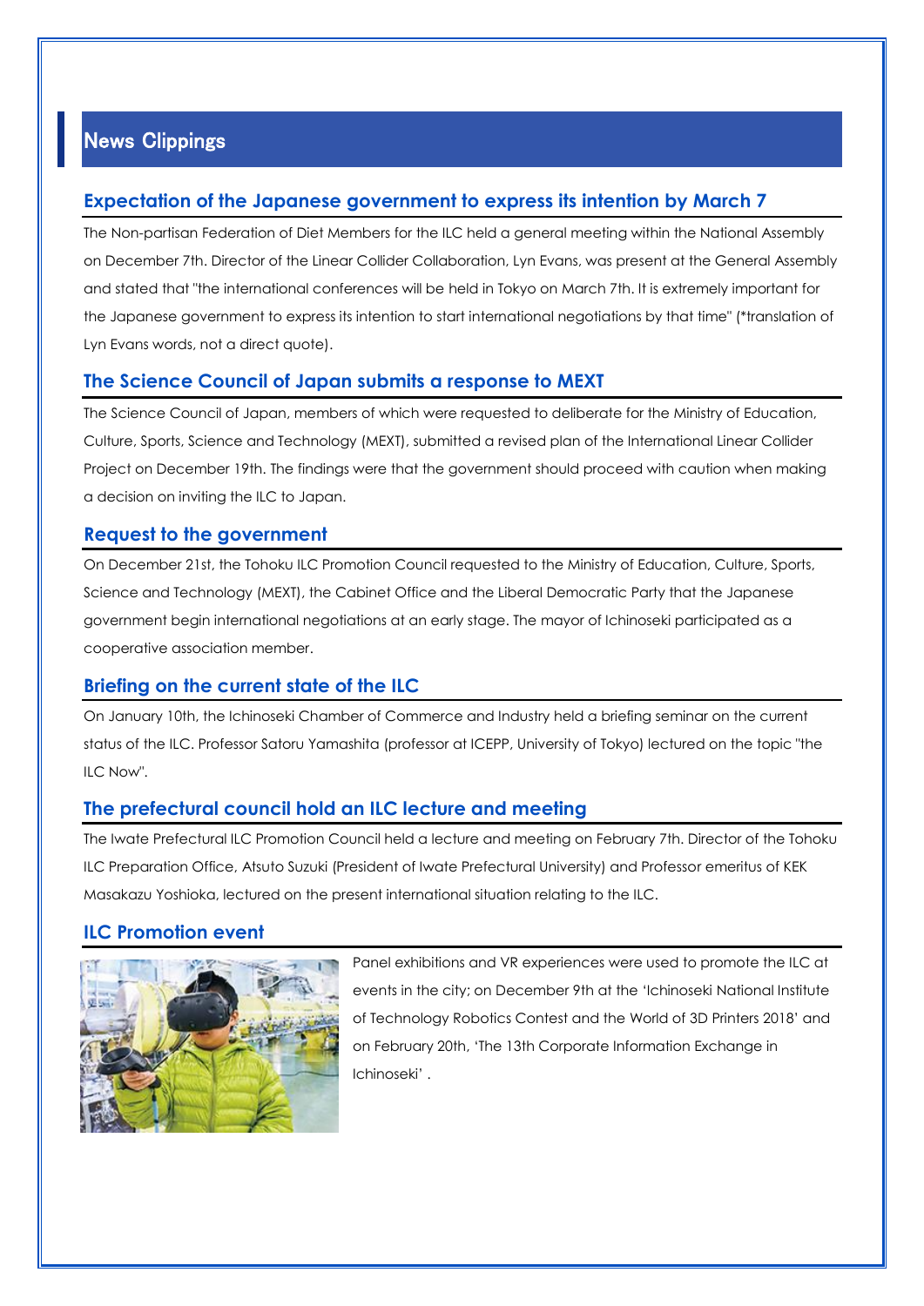# News Clippings

## Expectation of the Japanese government to express its intention by March 7

The Non-partisan Federation of Diet Members for the ILC held a general meeting within the National Assembly on December 7th. Director of the Linear Collider Collaboration, Lyn Evans, was present at the General Assembly and stated that "the international conferences will be held in Tokyo on March 7th. It is extremely important for the Japanese government to express its intention to start international negotiations by that time" (*translation of Lyn Evans words, not a direct quote).

## The Science Council of Japan submits a response to MEXT

The Science Council of Japan, members of which were requested to deliberate for the Ministry of Education, Culture, Sports, Science and Technology (MEXT), submitted a revised plan of the International Linear Collider Project on December 19th. The findings were that the government should proceed with caution when making a decision on inviting the ILC to Japan.

## Request to the government

On December 21st, the Tohoku ILC Promotion Council requested to the Ministry of Education, Culture, Sports, Science and Technology (MEXT), the Cabinet Office and the Liberal Democratic Party that the Japanese government begin international negotiations at an early stage. The mayor of Ichinoseki participated as a cooperative association member.

## Briefing on the current state of the ILC

On January 10th, the Ichinoseki Chamber of Commerce and Industry held a briefing seminar on the current status of the ILC. Professor Satoru Yamashita (professor at ICEPP, University of Tokyo) lectured on the topic "the ILC Now".

## The prefectural council hold an ILC lecture and meeting

The Iwate Prefectural ILC Promotion Council held a lecture and meeting on February 7th. Director of the Tohoku ILC Preparation Office, Atsuto Suzuki (President of Iwate Prefectural University) and Professor emeritus of KEK Masakazu Yoshioka, lectured on the present international situation relating to the ILC.

## ILC Promotion event

Panel exhibitions and VR experiences were used to promote the ILC at events in the city; on December 9th at the 'Ichinoseki National Institute of Technology Robotics Contest and the World of 3D Printers 2018' and on February 20th, 'The 13th Corporate Information Exchange in Ichinoseki' .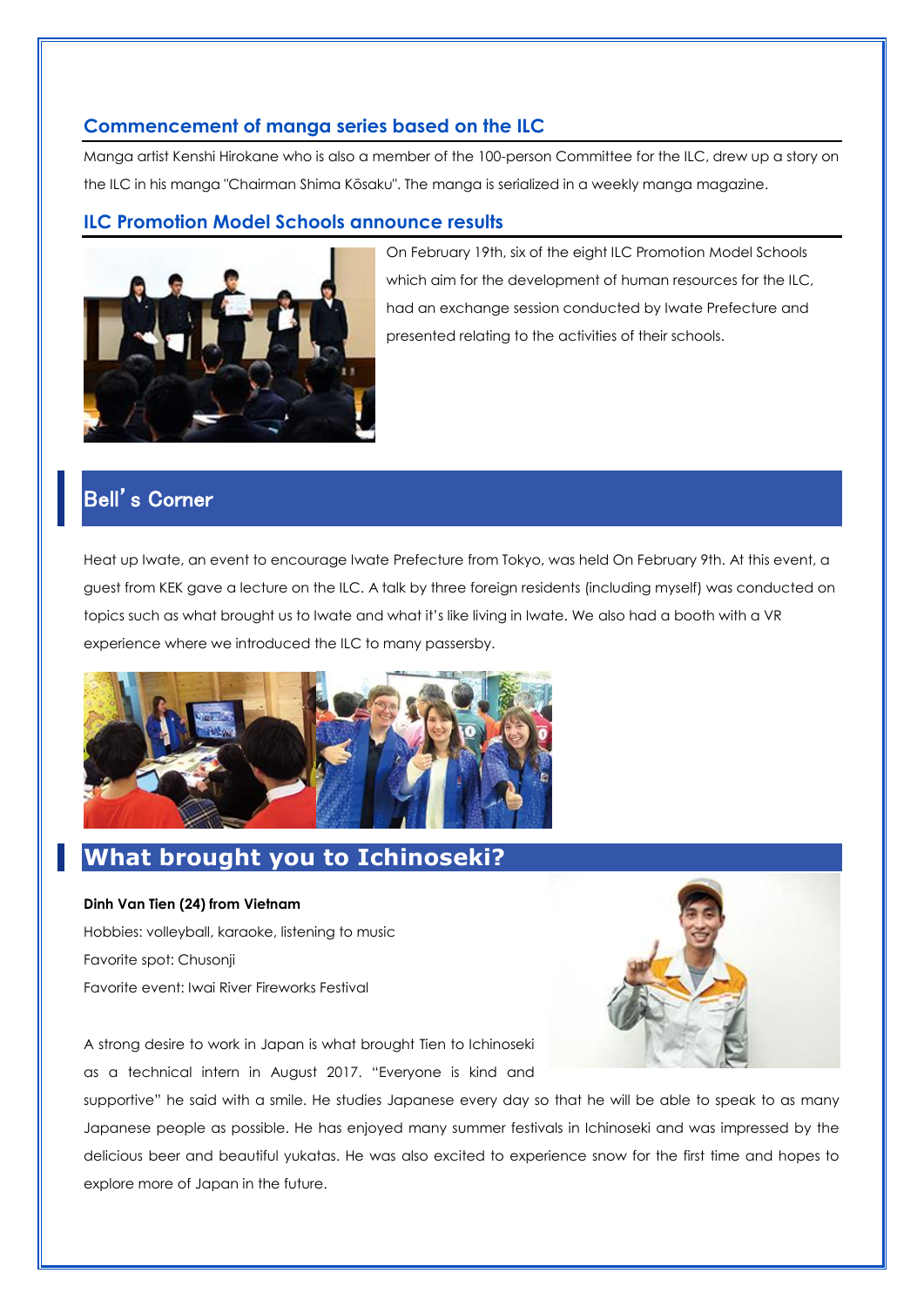## Commencement of manga series based on the ILC

Manga artist Kenshi Hirokane who is also a member of the 100-person Committee for the ILC, drew up a story on the ILC in his manga "Chairman Shima Kōsaku". The manga is serialized in a weekly manga magazine.

## ILC Promotion Model Schools announce results

On February 19th, six of the eight ILC Promotion Model Schools which aim for the development of human resources for the ILC, had an exchange session conducted by Iwate Prefecture and presented relating to the activities of their schools.

## Bell's Corner

Heat up Iwate, an event to encourage Iwate Prefecture from Tokyo, was held On February 9th. At this event, a guest from KEK gave a lecture on the ILC. A talk by three foreign residents (including myself) was conducted on topics such as what brought us to Iwate and what it's like living in Iwate. We also had a booth with a VR experience where we introduced the ILC to many passersby.

## What brought you to Ichinoseki?

**Dinh Van Tien (24) from Vietnam**

Hobbies: volleyball, karaoke, listening to music

Favorite spot: Chusonji

Favorite event: Iwai River Fireworks Festival

A strong desire to work in Japan is what brought Tien to Ichinoseki as a technical intern in August 2017. "Everyone is kind and supportive" he said with a smile. He studies Japanese every day so that he will be able to speak to as many Japanese people as possible. He has enjoyed many summer festivals in Ichinoseki and was impressed by the delicious beer and beautiful yukatas. He was also excited to experience snow for the first time and hopes to explore more of Japan in the future.